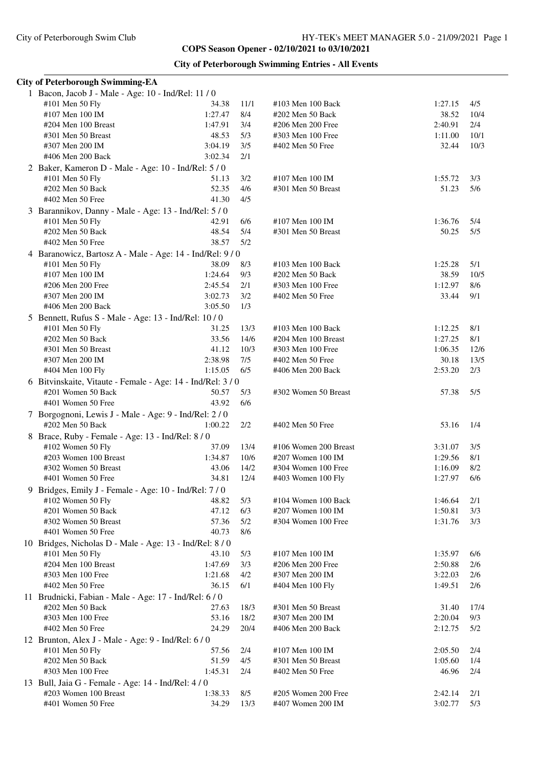City of Peterborough Swim Club

**COPS Season Opener - 02/10/2021 to 03/10/2021**

**City of Peterborough Swimming Entries - All Events**

**City of Peterborough Swimming-EA**

1 Bacon, Jacob J - Male - Age: 10 - Ind/Rel: 11 / 0

| Event | Time | Heat/Lane | Event | Time | Heat/Lane |
|---|---|---|---|---|---|
| #101 Men 50 Fly | 34.38 | 11/1 | #103 Men 100 Back | 1:27.15 | 4/5 |
| #107 Men 100 IM | 1:27.47 | 8/4 | #202 Men 50 Back | 38.52 | 10/4 |
| #204 Men 100 Breast | 1:47.91 | 3/4 | #206 Men 200 Free | 2:40.91 | 2/4 |
| #301 Men 50 Breast | 48.53 | 5/3 | #303 Men 100 Free | 1:11.00 | 10/1 |
| #307 Men 200 IM | 3:04.19 | 3/5 | #402 Men 50 Free | 32.44 | 10/3 |
| #406 Men 200 Back | 3:02.34 | 2/1 | | | |

2 Baker, Kameron D - Male - Age: 10 - Ind/Rel: 5 / 0

| Event | Time | Heat/Lane | Event | Time | Heat/Lane |
|---|---|---|---|---|---|
| #101 Men 50 Fly | 51.13 | 3/2 | #107 Men 100 IM | 1:55.72 | 3/3 |
| #202 Men 50 Back | 52.35 | 4/6 | #301 Men 50 Breast | 51.23 | 5/6 |
| #402 Men 50 Free | 41.30 | 4/5 | | | |

3 Barannikov, Danny - Male - Age: 13 - Ind/Rel: 5 / 0

| Event | Time | Heat/Lane | Event | Time | Heat/Lane |
|---|---|---|---|---|---|
| #101 Men 50 Fly | 42.91 | 6/6 | #107 Men 100 IM | 1:36.76 | 5/4 |
| #202 Men 50 Back | 48.54 | 5/4 | #301 Men 50 Breast | 50.25 | 5/5 |
| #402 Men 50 Free | 38.57 | 5/2 | | | |

4 Baranowicz, Bartosz A - Male - Age: 14 - Ind/Rel: 9 / 0

| Event | Time | Heat/Lane | Event | Time | Heat/Lane |
|---|---|---|---|---|---|
| #101 Men 50 Fly | 38.09 | 8/3 | #103 Men 100 Back | 1:25.28 | 5/1 |
| #107 Men 100 IM | 1:24.64 | 9/3 | #202 Men 50 Back | 38.59 | 10/5 |
| #206 Men 200 Free | 2:45.54 | 2/1 | #303 Men 100 Free | 1:12.97 | 8/6 |
| #307 Men 200 IM | 3:02.73 | 3/2 | #402 Men 50 Free | 33.44 | 9/1 |
| #406 Men 200 Back | 3:05.50 | 1/3 | | | |

5 Bennett, Rufus S - Male - Age: 13 - Ind/Rel: 10 / 0

| Event | Time | Heat/Lane | Event | Time | Heat/Lane |
|---|---|---|---|---|---|
| #101 Men 50 Fly | 31.25 | 13/3 | #103 Men 100 Back | 1:12.25 | 8/1 |
| #202 Men 50 Back | 33.56 | 14/6 | #204 Men 100 Breast | 1:27.25 | 8/1 |
| #301 Men 50 Breast | 41.12 | 10/3 | #303 Men 100 Free | 1:06.35 | 12/6 |
| #307 Men 200 IM | 2:38.98 | 7/5 | #402 Men 50 Free | 30.18 | 13/5 |
| #404 Men 100 Fly | 1:15.05 | 6/5 | #406 Men 200 Back | 2:53.20 | 2/3 |

6 Bitvinskaite, Vitaute - Female - Age: 14 - Ind/Rel: 3 / 0

| Event | Time | Heat/Lane | Event | Time | Heat/Lane |
|---|---|---|---|---|---|
| #201 Women 50 Back | 50.57 | 5/3 | #302 Women 50 Breast | 57.38 | 5/5 |
| #401 Women 50 Free | 43.92 | 6/6 | | | |

7 Borgognoni, Lewis J - Male - Age: 9 - Ind/Rel: 2 / 0

| Event | Time | Heat/Lane | Event | Time | Heat/Lane |
|---|---|---|---|---|---|
| #202 Men 50 Back | 1:00.22 | 2/2 | #402 Men 50 Free | 53.16 | 1/4 |

8 Brace, Ruby - Female - Age: 13 - Ind/Rel: 8 / 0

| Event | Time | Heat/Lane | Event | Time | Heat/Lane |
|---|---|---|---|---|---|
| #102 Women 50 Fly | 37.09 | 13/4 | #106 Women 200 Breast | 3:31.07 | 3/5 |
| #203 Women 100 Breast | 1:34.87 | 10/6 | #207 Women 100 IM | 1:29.56 | 8/1 |
| #302 Women 50 Breast | 43.06 | 14/2 | #304 Women 100 Free | 1:16.09 | 8/2 |
| #401 Women 50 Free | 34.81 | 12/4 | #403 Women 100 Fly | 1:27.97 | 6/6 |

9 Bridges, Emily J - Female - Age: 10 - Ind/Rel: 7 / 0

| Event | Time | Heat/Lane | Event | Time | Heat/Lane |
|---|---|---|---|---|---|
| #102 Women 50 Fly | 48.82 | 5/3 | #104 Women 100 Back | 1:46.64 | 2/1 |
| #201 Women 50 Back | 47.12 | 6/3 | #207 Women 100 IM | 1:50.81 | 3/3 |
| #302 Women 50 Breast | 57.36 | 5/2 | #304 Women 100 Free | 1:31.76 | 3/3 |
| #401 Women 50 Free | 40.73 | 8/6 | | | |

10 Bridges, Nicholas D - Male - Age: 13 - Ind/Rel: 8 / 0

| Event | Time | Heat/Lane | Event | Time | Heat/Lane |
|---|---|---|---|---|---|
| #101 Men 50 Fly | 43.10 | 5/3 | #107 Men 100 IM | 1:35.97 | 6/6 |
| #204 Men 100 Breast | 1:47.69 | 3/3 | #206 Men 200 Free | 2:50.88 | 2/6 |
| #303 Men 100 Free | 1:21.68 | 4/2 | #307 Men 200 IM | 3:22.03 | 2/6 |
| #402 Men 50 Free | 36.15 | 6/1 | #404 Men 100 Fly | 1:49.51 | 2/6 |

11 Brudnicki, Fabian - Male - Age: 17 - Ind/Rel: 6 / 0

| Event | Time | Heat/Lane | Event | Time | Heat/Lane |
|---|---|---|---|---|---|
| #202 Men 50 Back | 27.63 | 18/3 | #301 Men 50 Breast | 31.40 | 17/4 |
| #303 Men 100 Free | 53.16 | 18/2 | #307 Men 200 IM | 2:20.04 | 9/3 |
| #402 Men 50 Free | 24.29 | 20/4 | #406 Men 200 Back | 2:12.75 | 5/2 |

12 Brunton, Alex J - Male - Age: 9 - Ind/Rel: 6 / 0

| Event | Time | Heat/Lane | Event | Time | Heat/Lane |
|---|---|---|---|---|---|
| #101 Men 50 Fly | 57.56 | 2/4 | #107 Men 100 IM | 2:05.50 | 2/4 |
| #202 Men 50 Back | 51.59 | 4/5 | #301 Men 50 Breast | 1:05.60 | 1/4 |
| #303 Men 100 Free | 1:45.31 | 2/4 | #402 Men 50 Free | 46.96 | 2/4 |

13 Bull, Jaia G - Female - Age: 14 - Ind/Rel: 4 / 0

| Event | Time | Heat/Lane | Event | Time | Heat/Lane |
|---|---|---|---|---|---|
| #203 Women 100 Breast | 1:38.33 | 8/5 | #205 Women 200 Free | 2:42.14 | 2/1 |
| #401 Women 50 Free | 34.29 | 13/3 | #407 Women 200 IM | 3:02.77 | 5/3 |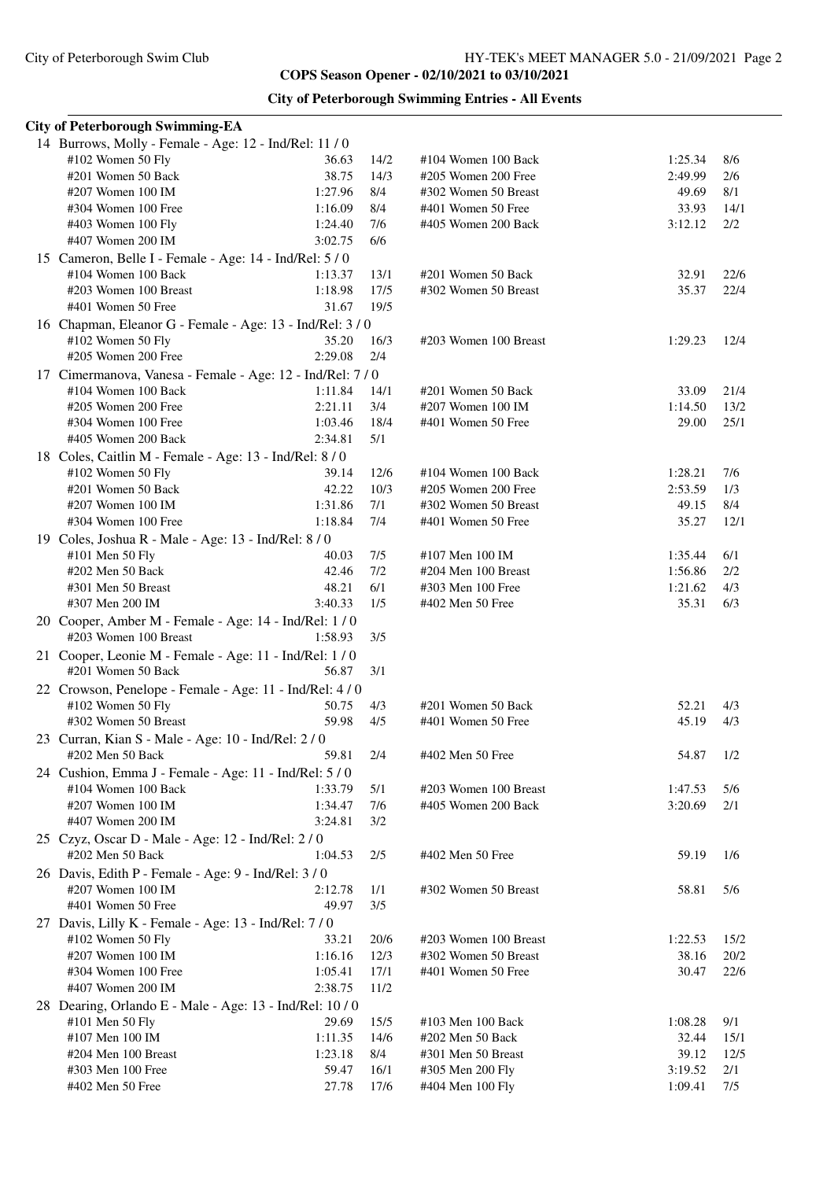## COPS Season Opener - 02/10/2021 to 03/10/2021

### City of Peterborough Swimming Entries - All Events

**City of Peterborough Swimming-EA**

14 Burrows, Molly - Female - Age: 12 - Ind/Rel: 11 / 0

| Event | Time | Heat/Lane | Event | Time | Heat/Lane |
|---|---|---|---|---|---|
| #102 Women 50 Fly | 36.63 | 14/2 | #104 Women 100 Back | 1:25.34 | 8/6 |
| #201 Women 50 Back | 38.75 | 14/3 | #205 Women 200 Free | 2:49.99 | 2/6 |
| #207 Women 100 IM | 1:27.96 | 8/4 | #302 Women 50 Breast | 49.69 | 8/1 |
| #304 Women 100 Free | 1:16.09 | 8/4 | #401 Women 50 Free | 33.93 | 14/1 |
| #403 Women 100 Fly | 1:24.40 | 7/6 | #405 Women 200 Back | 3:12.12 | 2/2 |
| #407 Women 200 IM | 3:02.75 | 6/6 | | | |

15 Cameron, Belle I - Female - Age: 14 - Ind/Rel: 5 / 0

| Event | Time | Heat/Lane | Event | Time | Heat/Lane |
|---|---|---|---|---|---|
| #104 Women 100 Back | 1:13.37 | 13/1 | #201 Women 50 Back | 32.91 | 22/6 |
| #203 Women 100 Breast | 1:18.98 | 17/5 | #302 Women 50 Breast | 35.37 | 22/4 |
| #401 Women 50 Free | 31.67 | 19/5 | | | |

16 Chapman, Eleanor G - Female - Age: 13 - Ind/Rel: 3 / 0

| Event | Time | Heat/Lane | Event | Time | Heat/Lane |
|---|---|---|---|---|---|
| #102 Women 50 Fly | 35.20 | 16/3 | #203 Women 100 Breast | 1:29.23 | 12/4 |
| #205 Women 200 Free | 2:29.08 | 2/4 | | | |

17 Cimermanova, Vanesa - Female - Age: 12 - Ind/Rel: 7 / 0

| Event | Time | Heat/Lane | Event | Time | Heat/Lane |
|---|---|---|---|---|---|
| #104 Women 100 Back | 1:11.84 | 14/1 | #201 Women 50 Back | 33.09 | 21/4 |
| #205 Women 200 Free | 2:21.11 | 3/4 | #207 Women 100 IM | 1:14.50 | 13/2 |
| #304 Women 100 Free | 1:03.46 | 18/4 | #401 Women 50 Free | 29.00 | 25/1 |
| #405 Women 200 Back | 2:34.81 | 5/1 | | | |

18 Coles, Caitlin M - Female - Age: 13 - Ind/Rel: 8 / 0

| Event | Time | Heat/Lane | Event | Time | Heat/Lane |
|---|---|---|---|---|---|
| #102 Women 50 Fly | 39.14 | 12/6 | #104 Women 100 Back | 1:28.21 | 7/6 |
| #201 Women 50 Back | 42.22 | 10/3 | #205 Women 200 Free | 2:53.59 | 1/3 |
| #207 Women 100 IM | 1:31.86 | 7/1 | #302 Women 50 Breast | 49.15 | 8/4 |
| #304 Women 100 Free | 1:18.84 | 7/4 | #401 Women 50 Free | 35.27 | 12/1 |

19 Coles, Joshua R - Male - Age: 13 - Ind/Rel: 8 / 0

| Event | Time | Heat/Lane | Event | Time | Heat/Lane |
|---|---|---|---|---|---|
| #101 Men 50 Fly | 40.03 | 7/5 | #107 Men 100 IM | 1:35.44 | 6/1 |
| #202 Men 50 Back | 42.46 | 7/2 | #204 Men 100 Breast | 1:56.86 | 2/2 |
| #301 Men 50 Breast | 48.21 | 6/1 | #303 Men 100 Free | 1:21.62 | 4/3 |
| #307 Men 200 IM | 3:40.33 | 1/5 | #402 Men 50 Free | 35.31 | 6/3 |

20 Cooper, Amber M - Female - Age: 14 - Ind/Rel: 1 / 0

| Event | Time | Heat/Lane |
|---|---|---|
| #203 Women 100 Breast | 1:58.93 | 3/5 |

21 Cooper, Leonie M - Female - Age: 11 - Ind/Rel: 1 / 0

| Event | Time | Heat/Lane |
|---|---|---|
| #201 Women 50 Back | 56.87 | 3/1 |

22 Crowson, Penelope - Female - Age: 11 - Ind/Rel: 4 / 0

| Event | Time | Heat/Lane | Event | Time | Heat/Lane |
|---|---|---|---|---|---|
| #102 Women 50 Fly | 50.75 | 4/3 | #201 Women 50 Back | 52.21 | 4/3 |
| #302 Women 50 Breast | 59.98 | 4/5 | #401 Women 50 Free | 45.19 | 4/3 |

23 Curran, Kian S - Male - Age: 10 - Ind/Rel: 2 / 0

| Event | Time | Heat/Lane | Event | Time | Heat/Lane |
|---|---|---|---|---|---|
| #202 Men 50 Back | 59.81 | 2/4 | #402 Men 50 Free | 54.87 | 1/2 |

24 Cushion, Emma J - Female - Age: 11 - Ind/Rel: 5 / 0

| Event | Time | Heat/Lane | Event | Time | Heat/Lane |
|---|---|---|---|---|---|
| #104 Women 100 Back | 1:33.79 | 5/1 | #203 Women 100 Breast | 1:47.53 | 5/6 |
| #207 Women 100 IM | 1:34.47 | 7/6 | #405 Women 200 Back | 3:20.69 | 2/1 |
| #407 Women 200 IM | 3:24.81 | 3/2 | | | |

25 Czyz, Oscar D - Male - Age: 12 - Ind/Rel: 2 / 0

| Event | Time | Heat/Lane | Event | Time | Heat/Lane |
|---|---|---|---|---|---|
| #202 Men 50 Back | 1:04.53 | 2/5 | #402 Men 50 Free | 59.19 | 1/6 |

26 Davis, Edith P - Female - Age: 9 - Ind/Rel: 3 / 0

| Event | Time | Heat/Lane | Event | Time | Heat/Lane |
|---|---|---|---|---|---|
| #207 Women 100 IM | 2:12.78 | 1/1 | #302 Women 50 Breast | 58.81 | 5/6 |
| #401 Women 50 Free | 49.97 | 3/5 | | | |

27 Davis, Lilly K - Female - Age: 13 - Ind/Rel: 7 / 0

| Event | Time | Heat/Lane | Event | Time | Heat/Lane |
|---|---|---|---|---|---|
| #102 Women 50 Fly | 33.21 | 20/6 | #203 Women 100 Breast | 1:22.53 | 15/2 |
| #207 Women 100 IM | 1:16.16 | 12/3 | #302 Women 50 Breast | 38.16 | 20/2 |
| #304 Women 100 Free | 1:05.41 | 17/1 | #401 Women 50 Free | 30.47 | 22/6 |
| #407 Women 200 IM | 2:38.75 | 11/2 | | | |

28 Dearing, Orlando E - Male - Age: 13 - Ind/Rel: 10 / 0

| Event | Time | Heat/Lane | Event | Time | Heat/Lane |
|---|---|---|---|---|---|
| #101 Men 50 Fly | 29.69 | 15/5 | #103 Men 100 Back | 1:08.28 | 9/1 |
| #107 Men 100 IM | 1:11.35 | 14/6 | #202 Men 50 Back | 32.44 | 15/1 |
| #204 Men 100 Breast | 1:23.18 | 8/4 | #301 Men 50 Breast | 39.12 | 12/5 |
| #303 Men 100 Free | 59.47 | 16/1 | #305 Men 200 Fly | 3:19.52 | 2/1 |
| #402 Men 50 Free | 27.78 | 17/6 | #404 Men 100 Fly | 1:09.41 | 7/5 |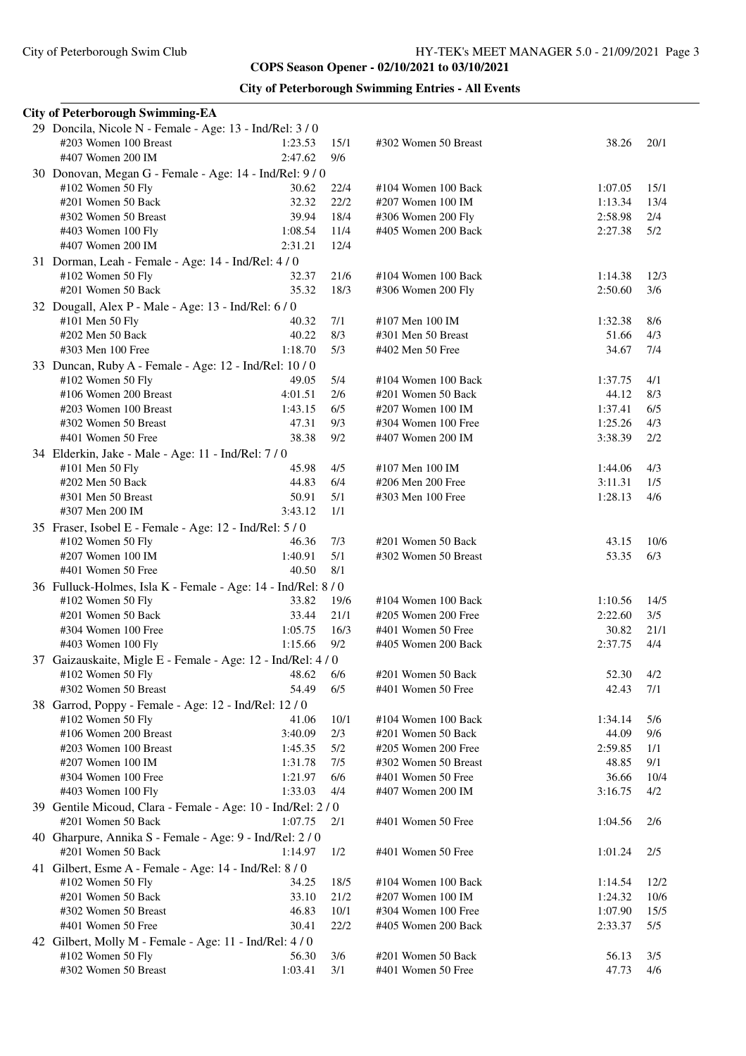**COPS Season Opener - 02/10/2021 to 03/10/2021**

**City of Peterborough Swimming Entries - All Events**

**City of Peterborough Swimming-EA**

29 Doncila, Nicole N - Female - Age: 13 - Ind/Rel: 3 / 0

| Event | Time | | Event | Time | |
|---|---|---|---|---|---|
| #203 Women 100 Breast | 1:23.53 | 15/1 | #302 Women 50 Breast | 38.26 | 20/1 |
| #407 Women 200 IM | 2:47.62 | 9/6 | | | |

30 Donovan, Megan G - Female - Age: 14 - Ind/Rel: 9 / 0

| Event | Time | | Event | Time | |
|---|---|---|---|---|---|
| #102 Women 50 Fly | 30.62 | 22/4 | #104 Women 100 Back | 1:07.05 | 15/1 |
| #201 Women 50 Back | 32.32 | 22/2 | #207 Women 100 IM | 1:13.34 | 13/4 |
| #302 Women 50 Breast | 39.94 | 18/4 | #306 Women 200 Fly | 2:58.98 | 2/4 |
| #403 Women 100 Fly | 1:08.54 | 11/4 | #405 Women 200 Back | 2:27.38 | 5/2 |
| #407 Women 200 IM | 2:31.21 | 12/4 | | | |

31 Dorman, Leah - Female - Age: 14 - Ind/Rel: 4 / 0

| Event | Time | | Event | Time | |
|---|---|---|---|---|---|
| #102 Women 50 Fly | 32.37 | 21/6 | #104 Women 100 Back | 1:14.38 | 12/3 |
| #201 Women 50 Back | 35.32 | 18/3 | #306 Women 200 Fly | 2:50.60 | 3/6 |

32 Dougall, Alex P - Male - Age: 13 - Ind/Rel: 6 / 0

| Event | Time | | Event | Time | |
|---|---|---|---|---|---|
| #101 Men 50 Fly | 40.32 | 7/1 | #107 Men 100 IM | 1:32.38 | 8/6 |
| #202 Men 50 Back | 40.22 | 8/3 | #301 Men 50 Breast | 51.66 | 4/3 |
| #303 Men 100 Free | 1:18.70 | 5/3 | #402 Men 50 Free | 34.67 | 7/4 |

33 Duncan, Ruby A - Female - Age: 12 - Ind/Rel: 10 / 0

| Event | Time | | Event | Time | |
|---|---|---|---|---|---|
| #102 Women 50 Fly | 49.05 | 5/4 | #104 Women 100 Back | 1:37.75 | 4/1 |
| #106 Women 200 Breast | 4:01.51 | 2/6 | #201 Women 50 Back | 44.12 | 8/3 |
| #203 Women 100 Breast | 1:43.15 | 6/5 | #207 Women 100 IM | 1:37.41 | 6/5 |
| #302 Women 50 Breast | 47.31 | 9/3 | #304 Women 100 Free | 1:25.26 | 4/3 |
| #401 Women 50 Free | 38.38 | 9/2 | #407 Women 200 IM | 3:38.39 | 2/2 |

34 Elderkin, Jake - Male - Age: 11 - Ind/Rel: 7 / 0

| Event | Time | | Event | Time | |
|---|---|---|---|---|---|
| #101 Men 50 Fly | 45.98 | 4/5 | #107 Men 100 IM | 1:44.06 | 4/3 |
| #202 Men 50 Back | 44.83 | 6/4 | #206 Men 200 Free | 3:11.31 | 1/5 |
| #301 Men 50 Breast | 50.91 | 5/1 | #303 Men 100 Free | 1:28.13 | 4/6 |
| #307 Men 200 IM | 3:43.12 | 1/1 | | | |

35 Fraser, Isobel E - Female - Age: 12 - Ind/Rel: 5 / 0

| Event | Time | | Event | Time | |
|---|---|---|---|---|---|
| #102 Women 50 Fly | 46.36 | 7/3 | #201 Women 50 Back | 43.15 | 10/6 |
| #207 Women 100 IM | 1:40.91 | 5/1 | #302 Women 50 Breast | 53.35 | 6/3 |
| #401 Women 50 Free | 40.50 | 8/1 | | | |

36 Fulluck-Holmes, Isla K - Female - Age: 14 - Ind/Rel: 8 / 0

| Event | Time | | Event | Time | |
|---|---|---|---|---|---|
| #102 Women 50 Fly | 33.82 | 19/6 | #104 Women 100 Back | 1:10.56 | 14/5 |
| #201 Women 50 Back | 33.44 | 21/1 | #205 Women 200 Free | 2:22.60 | 3/5 |
| #304 Women 100 Free | 1:05.75 | 16/3 | #401 Women 50 Free | 30.82 | 21/1 |
| #403 Women 100 Fly | 1:15.66 | 9/2 | #405 Women 200 Back | 2:37.75 | 4/4 |

37 Gaizauskaite, Migle E - Female - Age: 12 - Ind/Rel: 4 / 0

| Event | Time | | Event | Time | |
|---|---|---|---|---|---|
| #102 Women 50 Fly | 48.62 | 6/6 | #201 Women 50 Back | 52.30 | 4/2 |
| #302 Women 50 Breast | 54.49 | 6/5 | #401 Women 50 Free | 42.43 | 7/1 |

38 Garrod, Poppy - Female - Age: 12 - Ind/Rel: 12 / 0

| Event | Time | | Event | Time | |
|---|---|---|---|---|---|
| #102 Women 50 Fly | 41.06 | 10/1 | #104 Women 100 Back | 1:34.14 | 5/6 |
| #106 Women 200 Breast | 3:40.09 | 2/3 | #201 Women 50 Back | 44.09 | 9/6 |
| #203 Women 100 Breast | 1:45.35 | 5/2 | #205 Women 200 Free | 2:59.85 | 1/1 |
| #207 Women 100 IM | 1:31.78 | 7/5 | #302 Women 50 Breast | 48.85 | 9/1 |
| #304 Women 100 Free | 1:21.97 | 6/6 | #401 Women 50 Free | 36.66 | 10/4 |
| #403 Women 100 Fly | 1:33.03 | 4/4 | #407 Women 200 IM | 3:16.75 | 4/2 |

39 Gentile Micoud, Clara - Female - Age: 10 - Ind/Rel: 2 / 0

| Event | Time | | Event | Time | |
|---|---|---|---|---|---|
| #201 Women 50 Back | 1:07.75 | 2/1 | #401 Women 50 Free | 1:04.56 | 2/6 |

40 Gharpure, Annika S - Female - Age: 9 - Ind/Rel: 2 / 0

| Event | Time | | Event | Time | |
|---|---|---|---|---|---|
| #201 Women 50 Back | 1:14.97 | 1/2 | #401 Women 50 Free | 1:01.24 | 2/5 |

41 Gilbert, Esme A - Female - Age: 14 - Ind/Rel: 8 / 0

| Event | Time | | Event | Time | |
|---|---|---|---|---|---|
| #102 Women 50 Fly | 34.25 | 18/5 | #104 Women 100 Back | 1:14.54 | 12/2 |
| #201 Women 50 Back | 33.10 | 21/2 | #207 Women 100 IM | 1:24.32 | 10/6 |
| #302 Women 50 Breast | 46.83 | 10/1 | #304 Women 100 Free | 1:07.90 | 15/5 |
| #401 Women 50 Free | 30.41 | 22/2 | #405 Women 200 Back | 2:33.37 | 5/5 |

42 Gilbert, Molly M - Female - Age: 11 - Ind/Rel: 4 / 0

| Event | Time | | Event | Time | |
|---|---|---|---|---|---|
| #102 Women 50 Fly | 56.30 | 3/6 | #201 Women 50 Back | 56.13 | 3/5 |
| #302 Women 50 Breast | 1:03.41 | 3/1 | #401 Women 50 Free | 47.73 | 4/6 |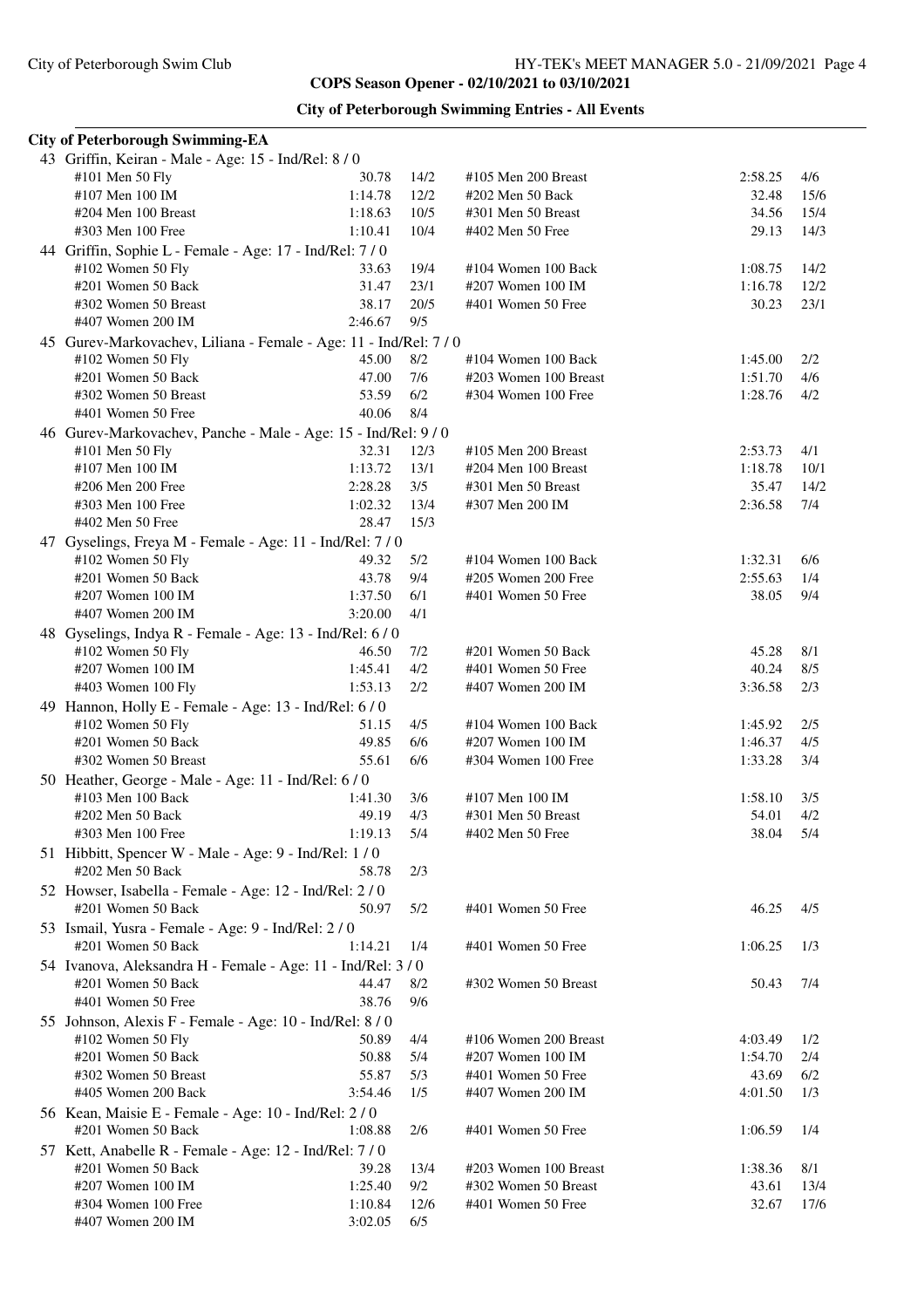## COPS Season Opener - 02/10/2021 to 03/10/2021

### City of Peterborough Swimming Entries - All Events

**City of Peterborough Swimming-EA**

43 Griffin, Keiran - Male - Age: 15 - Ind/Rel: 8 / 0

| Event | Time | Heat/Lane | Event | Time | Heat/Lane |
|---|---|---|---|---|---|
| #101 Men 50 Fly | 30.78 | 14/2 | #105 Men 200 Breast | 2:58.25 | 4/6 |
| #107 Men 100 IM | 1:14.78 | 12/2 | #202 Men 50 Back | 32.48 | 15/6 |
| #204 Men 100 Breast | 1:18.63 | 10/5 | #301 Men 50 Breast | 34.56 | 15/4 |
| #303 Men 100 Free | 1:10.41 | 10/4 | #402 Men 50 Free | 29.13 | 14/3 |

44 Griffin, Sophie L - Female - Age: 17 - Ind/Rel: 7 / 0

| Event | Time | Heat/Lane | Event | Time | Heat/Lane |
|---|---|---|---|---|---|
| #102 Women 50 Fly | 33.63 | 19/4 | #104 Women 100 Back | 1:08.75 | 14/2 |
| #201 Women 50 Back | 31.47 | 23/1 | #207 Women 100 IM | 1:16.78 | 12/2 |
| #302 Women 50 Breast | 38.17 | 20/5 | #401 Women 50 Free | 30.23 | 23/1 |
| #407 Women 200 IM | 2:46.67 | 9/5 | | | |

45 Gurev-Markovachev, Liliana - Female - Age: 11 - Ind/Rel: 7 / 0

| Event | Time | Heat/Lane | Event | Time | Heat/Lane |
|---|---|---|---|---|---|
| #102 Women 50 Fly | 45.00 | 8/2 | #104 Women 100 Back | 1:45.00 | 2/2 |
| #201 Women 50 Back | 47.00 | 7/6 | #203 Women 100 Breast | 1:51.70 | 4/6 |
| #302 Women 50 Breast | 53.59 | 6/2 | #304 Women 100 Free | 1:28.76 | 4/2 |
| #401 Women 50 Free | 40.06 | 8/4 | | | |

46 Gurev-Markovachev, Panche - Male - Age: 15 - Ind/Rel: 9 / 0

| Event | Time | Heat/Lane | Event | Time | Heat/Lane |
|---|---|---|---|---|---|
| #101 Men 50 Fly | 32.31 | 12/3 | #105 Men 200 Breast | 2:53.73 | 4/1 |
| #107 Men 100 IM | 1:13.72 | 13/1 | #204 Men 100 Breast | 1:18.78 | 10/1 |
| #206 Men 200 Free | 2:28.28 | 3/5 | #301 Men 50 Breast | 35.47 | 14/2 |
| #303 Men 100 Free | 1:02.32 | 13/4 | #307 Men 200 IM | 2:36.58 | 7/4 |
| #402 Men 50 Free | 28.47 | 15/3 | | | |

47 Gyselings, Freya M - Female - Age: 11 - Ind/Rel: 7 / 0

| Event | Time | Heat/Lane | Event | Time | Heat/Lane |
|---|---|---|---|---|---|
| #102 Women 50 Fly | 49.32 | 5/2 | #104 Women 100 Back | 1:32.31 | 6/6 |
| #201 Women 50 Back | 43.78 | 9/4 | #205 Women 200 Free | 2:55.63 | 1/4 |
| #207 Women 100 IM | 1:37.50 | 6/1 | #401 Women 50 Free | 38.05 | 9/4 |
| #407 Women 200 IM | 3:20.00 | 4/1 | | | |

48 Gyselings, Indya R - Female - Age: 13 - Ind/Rel: 6 / 0

| Event | Time | Heat/Lane | Event | Time | Heat/Lane |
|---|---|---|---|---|---|
| #102 Women 50 Fly | 46.50 | 7/2 | #201 Women 50 Back | 45.28 | 8/1 |
| #207 Women 100 IM | 1:45.41 | 4/2 | #401 Women 50 Free | 40.24 | 8/5 |
| #403 Women 100 Fly | 1:53.13 | 2/2 | #407 Women 200 IM | 3:36.58 | 2/3 |

49 Hannon, Holly E - Female - Age: 13 - Ind/Rel: 6 / 0

| Event | Time | Heat/Lane | Event | Time | Heat/Lane |
|---|---|---|---|---|---|
| #102 Women 50 Fly | 51.15 | 4/5 | #104 Women 100 Back | 1:45.92 | 2/5 |
| #201 Women 50 Back | 49.85 | 6/6 | #207 Women 100 IM | 1:46.37 | 4/5 |
| #302 Women 50 Breast | 55.61 | 6/6 | #304 Women 100 Free | 1:33.28 | 3/4 |

50 Heather, George - Male - Age: 11 - Ind/Rel: 6 / 0

| Event | Time | Heat/Lane | Event | Time | Heat/Lane |
|---|---|---|---|---|---|
| #103 Men 100 Back | 1:41.30 | 3/6 | #107 Men 100 IM | 1:58.10 | 3/5 |
| #202 Men 50 Back | 49.19 | 4/3 | #301 Men 50 Breast | 54.01 | 4/2 |
| #303 Men 100 Free | 1:19.13 | 5/4 | #402 Men 50 Free | 38.04 | 5/4 |

51 Hibbitt, Spencer W - Male - Age: 9 - Ind/Rel: 1 / 0

| Event | Time | Heat/Lane | Event | Time | Heat/Lane |
|---|---|---|---|---|---|
| #202 Men 50 Back | 58.78 | 2/3 | | | |

52 Howser, Isabella - Female - Age: 12 - Ind/Rel: 2 / 0

| Event | Time | Heat/Lane | Event | Time | Heat/Lane |
|---|---|---|---|---|---|
| #201 Women 50 Back | 50.97 | 5/2 | #401 Women 50 Free | 46.25 | 4/5 |

53 Ismail, Yusra - Female - Age: 9 - Ind/Rel: 2 / 0

| Event | Time | Heat/Lane | Event | Time | Heat/Lane |
|---|---|---|---|---|---|
| #201 Women 50 Back | 1:14.21 | 1/4 | #401 Women 50 Free | 1:06.25 | 1/3 |

54 Ivanova, Aleksandra H - Female - Age: 11 - Ind/Rel: 3 / 0

| Event | Time | Heat/Lane | Event | Time | Heat/Lane |
|---|---|---|---|---|---|
| #201 Women 50 Back | 44.47 | 8/2 | #302 Women 50 Breast | 50.43 | 7/4 |
| #401 Women 50 Free | 38.76 | 9/6 | | | |

55 Johnson, Alexis F - Female - Age: 10 - Ind/Rel: 8 / 0

| Event | Time | Heat/Lane | Event | Time | Heat/Lane |
|---|---|---|---|---|---|
| #102 Women 50 Fly | 50.89 | 4/4 | #106 Women 200 Breast | 4:03.49 | 1/2 |
| #201 Women 50 Back | 50.88 | 5/4 | #207 Women 100 IM | 1:54.70 | 2/4 |
| #302 Women 50 Breast | 55.87 | 5/3 | #401 Women 50 Free | 43.69 | 6/2 |
| #405 Women 200 Back | 3:54.46 | 1/5 | #407 Women 200 IM | 4:01.50 | 1/3 |

56 Kean, Maisie E - Female - Age: 10 - Ind/Rel: 2 / 0

| Event | Time | Heat/Lane | Event | Time | Heat/Lane |
|---|---|---|---|---|---|
| #201 Women 50 Back | 1:08.88 | 2/6 | #401 Women 50 Free | 1:06.59 | 1/4 |

57 Kett, Anabelle R - Female - Age: 12 - Ind/Rel: 7 / 0

| Event | Time | Heat/Lane | Event | Time | Heat/Lane |
|---|---|---|---|---|---|
| #201 Women 50 Back | 39.28 | 13/4 | #203 Women 100 Breast | 1:38.36 | 8/1 |
| #207 Women 100 IM | 1:25.40 | 9/2 | #302 Women 50 Breast | 43.61 | 13/4 |
| #304 Women 100 Free | 1:10.84 | 12/6 | #401 Women 50 Free | 32.67 | 17/6 |
| #407 Women 200 IM | 3:02.05 | 6/5 | | | |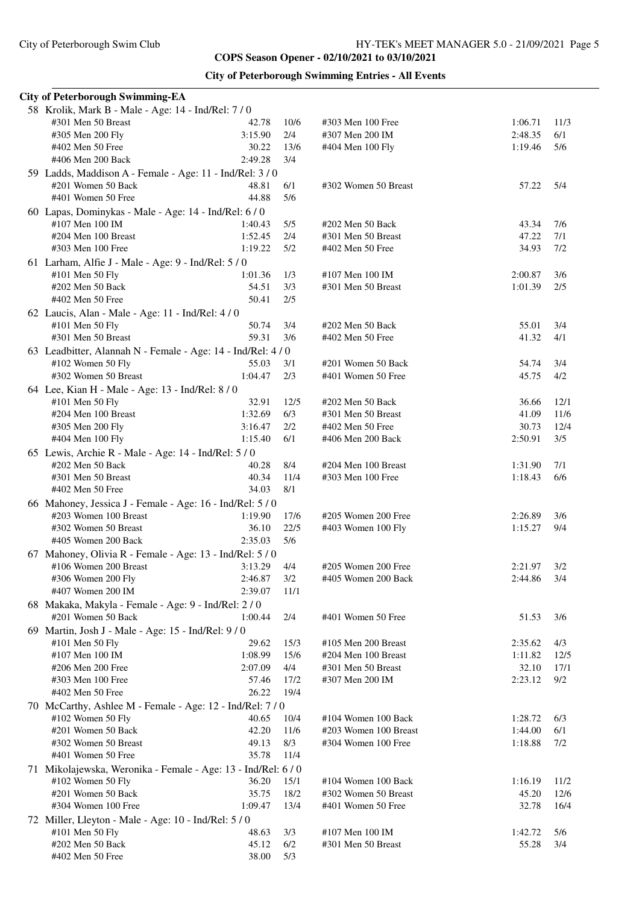## City of Peterborough Swimming Entries - All Events

### City of Peterborough Swimming-EA

**58 Krolik, Mark B - Male - Age: 14 - Ind/Rel: 7 / 0**

| Event | Time | Heat/Lane | Event | Time | Heat/Lane |
|---|---|---|---|---|---|
| #301 Men 50 Breast | 42.78 | 10/6 | #303 Men 100 Free | 1:06.71 | 11/3 |
| #305 Men 200 Fly | 3:15.90 | 2/4 | #307 Men 200 IM | 2:48.35 | 6/1 |
| #402 Men 50 Free | 30.22 | 13/6 | #404 Men 100 Fly | 1:19.46 | 5/6 |
| #406 Men 200 Back | 2:49.28 | 3/4 | | | |

**59 Ladds, Maddison A - Female - Age: 11 - Ind/Rel: 3 / 0**

| Event | Time | Heat/Lane | Event | Time | Heat/Lane |
|---|---|---|---|---|---|
| #201 Women 50 Back | 48.81 | 6/1 | #302 Women 50 Breast | 57.22 | 5/4 |
| #401 Women 50 Free | 44.88 | 5/6 | | | |

**60 Lapas, Dominykas - Male - Age: 14 - Ind/Rel: 6 / 0**

| Event | Time | Heat/Lane | Event | Time | Heat/Lane |
|---|---|---|---|---|---|
| #107 Men 100 IM | 1:40.43 | 5/5 | #202 Men 50 Back | 43.34 | 7/6 |
| #204 Men 100 Breast | 1:52.45 | 2/4 | #301 Men 50 Breast | 47.22 | 7/1 |
| #303 Men 100 Free | 1:19.22 | 5/2 | #402 Men 50 Free | 34.93 | 7/2 |

**61 Larham, Alfie J - Male - Age: 9 - Ind/Rel: 5 / 0**

| Event | Time | Heat/Lane | Event | Time | Heat/Lane |
|---|---|---|---|---|---|
| #101 Men 50 Fly | 1:01.36 | 1/3 | #107 Men 100 IM | 2:00.87 | 3/6 |
| #202 Men 50 Back | 54.51 | 3/3 | #301 Men 50 Breast | 1:01.39 | 2/5 |
| #402 Men 50 Free | 50.41 | 2/5 | | | |

**62 Laucis, Alan - Male - Age: 11 - Ind/Rel: 4 / 0**

| Event | Time | Heat/Lane | Event | Time | Heat/Lane |
|---|---|---|---|---|---|
| #101 Men 50 Fly | 50.74 | 3/4 | #202 Men 50 Back | 55.01 | 3/4 |
| #301 Men 50 Breast | 59.31 | 3/6 | #402 Men 50 Free | 41.32 | 4/1 |

**63 Leadbitter, Alannah N - Female - Age: 14 - Ind/Rel: 4 / 0**

| Event | Time | Heat/Lane | Event | Time | Heat/Lane |
|---|---|---|---|---|---|
| #102 Women 50 Fly | 55.03 | 3/1 | #201 Women 50 Back | 54.74 | 3/4 |
| #302 Women 50 Breast | 1:04.47 | 2/3 | #401 Women 50 Free | 45.75 | 4/2 |

**64 Lee, Kian H - Male - Age: 13 - Ind/Rel: 8 / 0**

| Event | Time | Heat/Lane | Event | Time | Heat/Lane |
|---|---|---|---|---|---|
| #101 Men 50 Fly | 32.91 | 12/5 | #202 Men 50 Back | 36.66 | 12/1 |
| #204 Men 100 Breast | 1:32.69 | 6/3 | #301 Men 50 Breast | 41.09 | 11/6 |
| #305 Men 200 Fly | 3:16.47 | 2/2 | #402 Men 50 Free | 30.73 | 12/4 |
| #404 Men 100 Fly | 1:15.40 | 6/1 | #406 Men 200 Back | 2:50.91 | 3/5 |

**65 Lewis, Archie R - Male - Age: 14 - Ind/Rel: 5 / 0**

| Event | Time | Heat/Lane | Event | Time | Heat/Lane |
|---|---|---|---|---|---|
| #202 Men 50 Back | 40.28 | 8/4 | #204 Men 100 Breast | 1:31.90 | 7/1 |
| #301 Men 50 Breast | 40.34 | 11/4 | #303 Men 100 Free | 1:18.43 | 6/6 |
| #402 Men 50 Free | 34.03 | 8/1 | | | |

**66 Mahoney, Jessica J - Female - Age: 16 - Ind/Rel: 5 / 0**

| Event | Time | Heat/Lane | Event | Time | Heat/Lane |
|---|---|---|---|---|---|
| #203 Women 100 Breast | 1:19.90 | 17/6 | #205 Women 200 Free | 2:26.89 | 3/6 |
| #302 Women 50 Breast | 36.10 | 22/5 | #403 Women 100 Fly | 1:15.27 | 9/4 |
| #405 Women 200 Back | 2:35.03 | 5/6 | | | |

**67 Mahoney, Olivia R - Female - Age: 13 - Ind/Rel: 5 / 0**

| Event | Time | Heat/Lane | Event | Time | Heat/Lane |
|---|---|---|---|---|---|
| #106 Women 200 Breast | 3:13.29 | 4/4 | #205 Women 200 Free | 2:21.97 | 3/2 |
| #306 Women 200 Fly | 2:46.87 | 3/2 | #405 Women 200 Back | 2:44.86 | 3/4 |
| #407 Women 200 IM | 2:39.07 | 11/1 | | | |

**68 Makaka, Makyla - Female - Age: 9 - Ind/Rel: 2 / 0**

| Event | Time | Heat/Lane | Event | Time | Heat/Lane |
|---|---|---|---|---|---|
| #201 Women 50 Back | 1:00.44 | 2/4 | #401 Women 50 Free | 51.53 | 3/6 |

**69 Martin, Josh J - Male - Age: 15 - Ind/Rel: 9 / 0**

| Event | Time | Heat/Lane | Event | Time | Heat/Lane |
|---|---|---|---|---|---|
| #101 Men 50 Fly | 29.62 | 15/3 | #105 Men 200 Breast | 2:35.62 | 4/3 |
| #107 Men 100 IM | 1:08.99 | 15/6 | #204 Men 100 Breast | 1:11.82 | 12/5 |
| #206 Men 200 Free | 2:07.09 | 4/4 | #301 Men 50 Breast | 32.10 | 17/1 |
| #303 Men 100 Free | 57.46 | 17/2 | #307 Men 200 IM | 2:23.12 | 9/2 |
| #402 Men 50 Free | 26.22 | 19/4 | | | |

**70 McCarthy, Ashlee M - Female - Age: 12 - Ind/Rel: 7 / 0**

| Event | Time | Heat/Lane | Event | Time | Heat/Lane |
|---|---|---|---|---|---|
| #102 Women 50 Fly | 40.65 | 10/4 | #104 Women 100 Back | 1:28.72 | 6/3 |
| #201 Women 50 Back | 42.20 | 11/6 | #203 Women 100 Breast | 1:44.00 | 6/1 |
| #302 Women 50 Breast | 49.13 | 8/3 | #304 Women 100 Free | 1:18.88 | 7/2 |
| #401 Women 50 Free | 35.78 | 11/4 | | | |

**71 Mikolajewska, Weronika - Female - Age: 13 - Ind/Rel: 6 / 0**

| Event | Time | Heat/Lane | Event | Time | Heat/Lane |
|---|---|---|---|---|---|
| #102 Women 50 Fly | 36.20 | 15/1 | #104 Women 100 Back | 1:16.19 | 11/2 |
| #201 Women 50 Back | 35.75 | 18/2 | #302 Women 50 Breast | 45.20 | 12/6 |
| #304 Women 100 Free | 1:09.47 | 13/4 | #401 Women 50 Free | 32.78 | 16/4 |

**72 Miller, Lleyton - Male - Age: 10 - Ind/Rel: 5 / 0**

| Event | Time | Heat/Lane | Event | Time | Heat/Lane |
|---|---|---|---|---|---|
| #101 Men 50 Fly | 48.63 | 3/3 | #107 Men 100 IM | 1:42.72 | 5/6 |
| #202 Men 50 Back | 45.12 | 6/2 | #301 Men 50 Breast | 55.28 | 3/4 |
| #402 Men 50 Free | 38.00 | 5/3 | | | |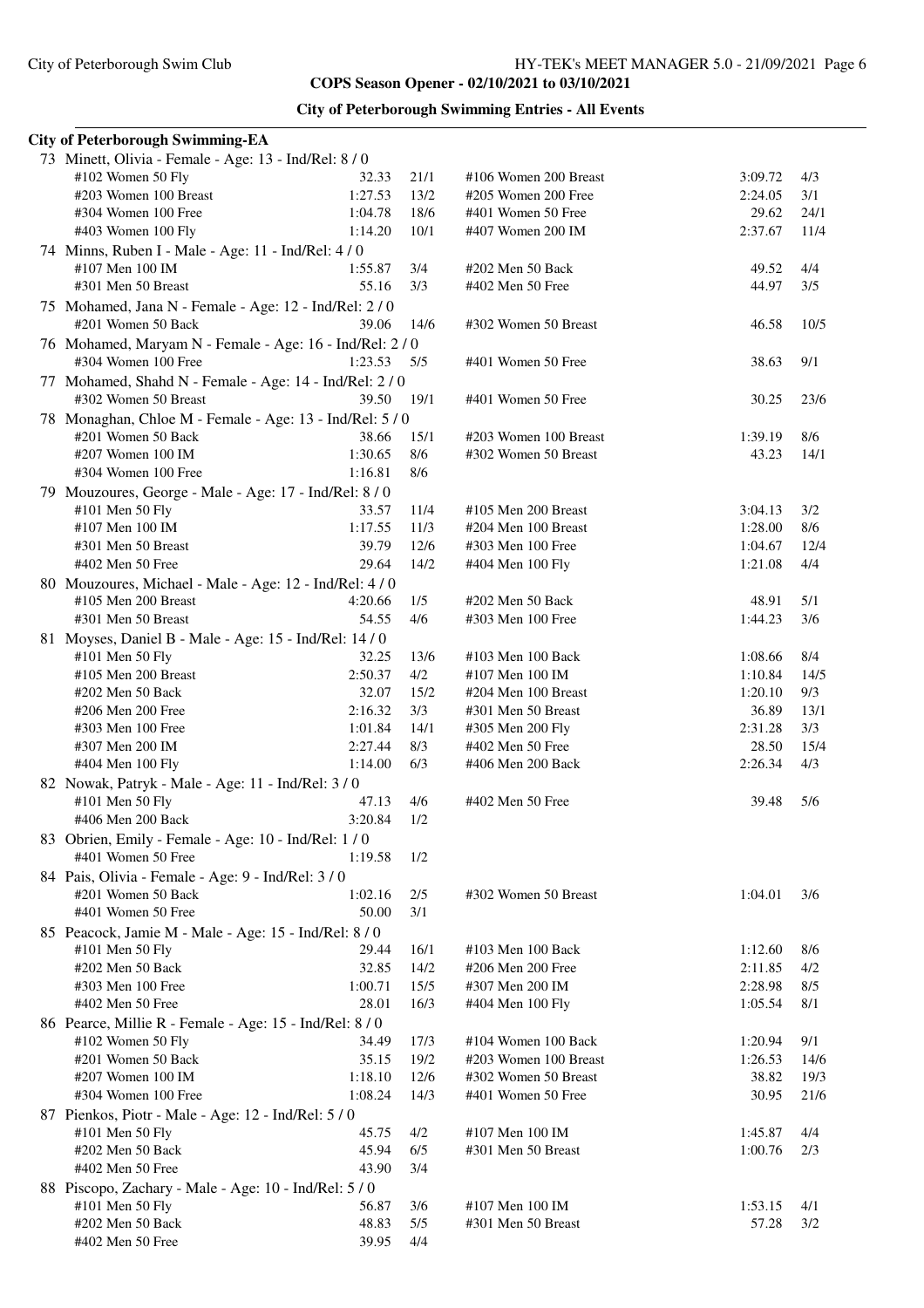City of Peterborough Swim Club

COPS Season Opener - 02/10/2021 to 03/10/2021

## City of Peterborough Swimming Entries - All Events

### City of Peterborough Swimming-EA

**73 Minett, Olivia - Female - Age: 13 - Ind/Rel: 8 / 0**

| Event | Time | Heat/Lane | Event | Time | Heat/Lane |
|---|---|---|---|---|---|
| #102 Women 50 Fly | 32.33 | 21/1 | #106 Women 200 Breast | 3:09.72 | 4/3 |
| #203 Women 100 Breast | 1:27.53 | 13/2 | #205 Women 200 Free | 2:24.05 | 3/1 |
| #304 Women 100 Free | 1:04.78 | 18/6 | #401 Women 50 Free | 29.62 | 24/1 |
| #403 Women 100 Fly | 1:14.20 | 10/1 | #407 Women 200 IM | 2:37.67 | 11/4 |

**74 Minns, Ruben I - Male - Age: 11 - Ind/Rel: 4 / 0**

| Event | Time | Heat/Lane | Event | Time | Heat/Lane |
|---|---|---|---|---|---|
| #107 Men 100 IM | 1:55.87 | 3/4 | #202 Men 50 Back | 49.52 | 4/4 |
| #301 Men 50 Breast | 55.16 | 3/3 | #402 Men 50 Free | 44.97 | 3/5 |

**75 Mohamed, Jana N - Female - Age: 12 - Ind/Rel: 2 / 0**

| Event | Time | Heat/Lane | Event | Time | Heat/Lane |
|---|---|---|---|---|---|
| #201 Women 50 Back | 39.06 | 14/6 | #302 Women 50 Breast | 46.58 | 10/5 |

**76 Mohamed, Maryam N - Female - Age: 16 - Ind/Rel: 2 / 0**

| Event | Time | Heat/Lane | Event | Time | Heat/Lane |
|---|---|---|---|---|---|
| #304 Women 100 Free | 1:23.53 | 5/5 | #401 Women 50 Free | 38.63 | 9/1 |

**77 Mohamed, Shahd N - Female - Age: 14 - Ind/Rel: 2 / 0**

| Event | Time | Heat/Lane | Event | Time | Heat/Lane |
|---|---|---|---|---|---|
| #302 Women 50 Breast | 39.50 | 19/1 | #401 Women 50 Free | 30.25 | 23/6 |

**78 Monaghan, Chloe M - Female - Age: 13 - Ind/Rel: 5 / 0**

| Event | Time | Heat/Lane | Event | Time | Heat/Lane |
|---|---|---|---|---|---|
| #201 Women 50 Back | 38.66 | 15/1 | #203 Women 100 Breast | 1:39.19 | 8/6 |
| #207 Women 100 IM | 1:30.65 | 8/6 | #302 Women 50 Breast | 43.23 | 14/1 |
| #304 Women 100 Free | 1:16.81 | 8/6 | | | |

**79 Mouzoures, George - Male - Age: 17 - Ind/Rel: 8 / 0**

| Event | Time | Heat/Lane | Event | Time | Heat/Lane |
|---|---|---|---|---|---|
| #101 Men 50 Fly | 33.57 | 11/4 | #105 Men 200 Breast | 3:04.13 | 3/2 |
| #107 Men 100 IM | 1:17.55 | 11/3 | #204 Men 100 Breast | 1:28.00 | 8/6 |
| #301 Men 50 Breast | 39.79 | 12/6 | #303 Men 100 Free | 1:04.67 | 12/4 |
| #402 Men 50 Free | 29.64 | 14/2 | #404 Men 100 Fly | 1:21.08 | 4/4 |

**80 Mouzoures, Michael - Male - Age: 12 - Ind/Rel: 4 / 0**

| Event | Time | Heat/Lane | Event | Time | Heat/Lane |
|---|---|---|---|---|---|
| #105 Men 200 Breast | 4:20.66 | 1/5 | #202 Men 50 Back | 48.91 | 5/1 |
| #301 Men 50 Breast | 54.55 | 4/6 | #303 Men 100 Free | 1:44.23 | 3/6 |

**81 Moyses, Daniel B - Male - Age: 15 - Ind/Rel: 14 / 0**

| Event | Time | Heat/Lane | Event | Time | Heat/Lane |
|---|---|---|---|---|---|
| #101 Men 50 Fly | 32.25 | 13/6 | #103 Men 100 Back | 1:08.66 | 8/4 |
| #105 Men 200 Breast | 2:50.37 | 4/2 | #107 Men 100 IM | 1:10.84 | 14/5 |
| #202 Men 50 Back | 32.07 | 15/2 | #204 Men 100 Breast | 1:20.10 | 9/3 |
| #206 Men 200 Free | 2:16.32 | 3/3 | #301 Men 50 Breast | 36.89 | 13/1 |
| #303 Men 100 Free | 1:01.84 | 14/1 | #305 Men 200 Fly | 2:31.28 | 3/3 |
| #307 Men 200 IM | 2:27.44 | 8/3 | #402 Men 50 Free | 28.50 | 15/4 |
| #404 Men 100 Fly | 1:14.00 | 6/3 | #406 Men 200 Back | 2:26.34 | 4/3 |

**82 Nowak, Patryk - Male - Age: 11 - Ind/Rel: 3 / 0**

| Event | Time | Heat/Lane | Event | Time | Heat/Lane |
|---|---|---|---|---|---|
| #101 Men 50 Fly | 47.13 | 4/6 | #402 Men 50 Free | 39.48 | 5/6 |
| #406 Men 200 Back | 3:20.84 | 1/2 | | | |

**83 Obrien, Emily - Female - Age: 10 - Ind/Rel: 1 / 0**

| Event | Time | Heat/Lane | Event | Time | Heat/Lane |
|---|---|---|---|---|---|
| #401 Women 50 Free | 1:19.58 | 1/2 | | | |

**84 Pais, Olivia - Female - Age: 9 - Ind/Rel: 3 / 0**

| Event | Time | Heat/Lane | Event | Time | Heat/Lane |
|---|---|---|---|---|---|
| #201 Women 50 Back | 1:02.16 | 2/5 | #302 Women 50 Breast | 1:04.01 | 3/6 |
| #401 Women 50 Free | 50.00 | 3/1 | | | |

**85 Peacock, Jamie M - Male - Age: 15 - Ind/Rel: 8 / 0**

| Event | Time | Heat/Lane | Event | Time | Heat/Lane |
|---|---|---|---|---|---|
| #101 Men 50 Fly | 29.44 | 16/1 | #103 Men 100 Back | 1:12.60 | 8/6 |
| #202 Men 50 Back | 32.85 | 14/2 | #206 Men 200 Free | 2:11.85 | 4/2 |
| #303 Men 100 Free | 1:00.71 | 15/5 | #307 Men 200 IM | 2:28.98 | 8/5 |
| #402 Men 50 Free | 28.01 | 16/3 | #404 Men 100 Fly | 1:05.54 | 8/1 |

**86 Pearce, Millie R - Female - Age: 15 - Ind/Rel: 8 / 0**

| Event | Time | Heat/Lane | Event | Time | Heat/Lane |
|---|---|---|---|---|---|
| #102 Women 50 Fly | 34.49 | 17/3 | #104 Women 100 Back | 1:20.94 | 9/1 |
| #201 Women 50 Back | 35.15 | 19/2 | #203 Women 100 Breast | 1:26.53 | 14/6 |
| #207 Women 100 IM | 1:18.10 | 12/6 | #302 Women 50 Breast | 38.82 | 19/3 |
| #304 Women 100 Free | 1:08.24 | 14/3 | #401 Women 50 Free | 30.95 | 21/6 |

**87 Pienkos, Piotr - Male - Age: 12 - Ind/Rel: 5 / 0**

| Event | Time | Heat/Lane | Event | Time | Heat/Lane |
|---|---|---|---|---|---|
| #101 Men 50 Fly | 45.75 | 4/2 | #107 Men 100 IM | 1:45.87 | 4/4 |
| #202 Men 50 Back | 45.94 | 6/5 | #301 Men 50 Breast | 1:00.76 | 2/3 |
| #402 Men 50 Free | 43.90 | 3/4 | | | |

**88 Piscopo, Zachary - Male - Age: 10 - Ind/Rel: 5 / 0**

| Event | Time | Heat/Lane | Event | Time | Heat/Lane |
|---|---|---|---|---|---|
| #101 Men 50 Fly | 56.87 | 3/6 | #107 Men 100 IM | 1:53.15 | 4/1 |
| #202 Men 50 Back | 48.83 | 5/5 | #301 Men 50 Breast | 57.28 | 3/2 |
| #402 Men 50 Free | 39.95 | 4/4 | | | |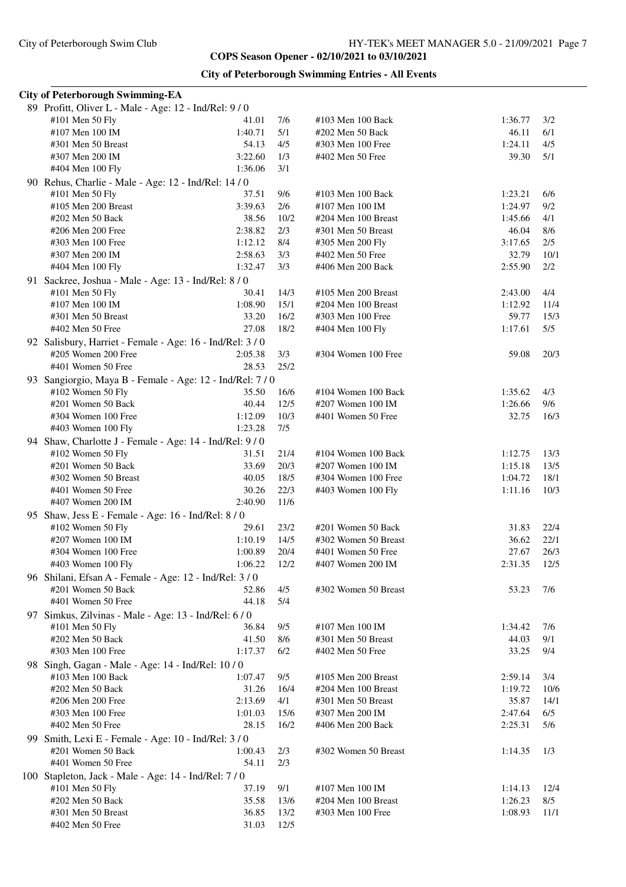# COPS Season Opener - 02/10/2021 to 03/10/2021

## City of Peterborough Swimming Entries - All Events

### City of Peterborough Swimming-EA

**89 Profitt, Oliver L - Male - Age: 12 - Ind/Rel: 9 / 0**

| Event | Time | Heat/Lane | Event | Time | Heat/Lane |
|---|---|---|---|---|---|
| #101 Men 50 Fly | 41.01 | 7/6 | #103 Men 100 Back | 1:36.77 | 3/2 |
| #107 Men 100 IM | 1:40.71 | 5/1 | #202 Men 50 Back | 46.11 | 6/1 |
| #301 Men 50 Breast | 54.13 | 4/5 | #303 Men 100 Free | 1:24.11 | 4/5 |
| #307 Men 200 IM | 3:22.60 | 1/3 | #402 Men 50 Free | 39.30 | 5/1 |
| #404 Men 100 Fly | 1:36.06 | 3/1 | | | |

**90 Rehus, Charlie - Male - Age: 12 - Ind/Rel: 14 / 0**

| Event | Time | Heat/Lane | Event | Time | Heat/Lane |
|---|---|---|---|---|---|
| #101 Men 50 Fly | 37.51 | 9/6 | #103 Men 100 Back | 1:23.21 | 6/6 |
| #105 Men 200 Breast | 3:39.63 | 2/6 | #107 Men 100 IM | 1:24.97 | 9/2 |
| #202 Men 50 Back | 38.56 | 10/2 | #204 Men 100 Breast | 1:45.66 | 4/1 |
| #206 Men 200 Free | 2:38.82 | 2/3 | #301 Men 50 Breast | 46.04 | 8/6 |
| #303 Men 100 Free | 1:12.12 | 8/4 | #305 Men 200 Fly | 3:17.65 | 2/5 |
| #307 Men 200 IM | 2:58.63 | 3/3 | #402 Men 50 Free | 32.79 | 10/1 |
| #404 Men 100 Fly | 1:32.47 | 3/3 | #406 Men 200 Back | 2:55.90 | 2/2 |

**91 Sackree, Joshua - Male - Age: 13 - Ind/Rel: 8 / 0**

| Event | Time | Heat/Lane | Event | Time | Heat/Lane |
|---|---|---|---|---|---|
| #101 Men 50 Fly | 30.41 | 14/3 | #105 Men 200 Breast | 2:43.00 | 4/4 |
| #107 Men 100 IM | 1:08.90 | 15/1 | #204 Men 100 Breast | 1:12.92 | 11/4 |
| #301 Men 50 Breast | 33.20 | 16/2 | #303 Men 100 Free | 59.77 | 15/3 |
| #402 Men 50 Free | 27.08 | 18/2 | #404 Men 100 Fly | 1:17.61 | 5/5 |

**92 Salisbury, Harriet - Female - Age: 16 - Ind/Rel: 3 / 0**

| Event | Time | Heat/Lane | Event | Time | Heat/Lane |
|---|---|---|---|---|---|
| #205 Women 200 Free | 2:05.38 | 3/3 | #304 Women 100 Free | 59.08 | 20/3 |
| #401 Women 50 Free | 28.53 | 25/2 | | | |

**93 Sangiorgio, Maya B - Female - Age: 12 - Ind/Rel: 7 / 0**

| Event | Time | Heat/Lane | Event | Time | Heat/Lane |
|---|---|---|---|---|---|
| #102 Women 50 Fly | 35.50 | 16/6 | #104 Women 100 Back | 1:35.62 | 4/3 |
| #201 Women 50 Back | 40.44 | 12/5 | #207 Women 100 IM | 1:26.66 | 9/6 |
| #304 Women 100 Free | 1:12.09 | 10/3 | #401 Women 50 Free | 32.75 | 16/3 |
| #403 Women 100 Fly | 1:23.28 | 7/5 | | | |

**94 Shaw, Charlotte J - Female - Age: 14 - Ind/Rel: 9 / 0**

| Event | Time | Heat/Lane | Event | Time | Heat/Lane |
|---|---|---|---|---|---|
| #102 Women 50 Fly | 31.51 | 21/4 | #104 Women 100 Back | 1:12.75 | 13/3 |
| #201 Women 50 Back | 33.69 | 20/3 | #207 Women 100 IM | 1:15.18 | 13/5 |
| #302 Women 50 Breast | 40.05 | 18/5 | #304 Women 100 Free | 1:04.72 | 18/1 |
| #401 Women 50 Free | 30.26 | 22/3 | #403 Women 100 Fly | 1:11.16 | 10/3 |
| #407 Women 200 IM | 2:40.90 | 11/6 | | | |

**95 Shaw, Jess E - Female - Age: 16 - Ind/Rel: 8 / 0**

| Event | Time | Heat/Lane | Event | Time | Heat/Lane |
|---|---|---|---|---|---|
| #102 Women 50 Fly | 29.61 | 23/2 | #201 Women 50 Back | 31.83 | 22/4 |
| #207 Women 100 IM | 1:10.19 | 14/5 | #302 Women 50 Breast | 36.62 | 22/1 |
| #304 Women 100 Free | 1:00.89 | 20/4 | #401 Women 50 Free | 27.67 | 26/3 |
| #403 Women 100 Fly | 1:06.22 | 12/2 | #407 Women 200 IM | 2:31.35 | 12/5 |

**96 Shilani, Efsan A - Female - Age: 12 - Ind/Rel: 3 / 0**

| Event | Time | Heat/Lane | Event | Time | Heat/Lane |
|---|---|---|---|---|---|
| #201 Women 50 Back | 52.86 | 4/5 | #302 Women 50 Breast | 53.23 | 7/6 |
| #401 Women 50 Free | 44.18 | 5/4 | | | |

**97 Simkus, Zilvinas - Male - Age: 13 - Ind/Rel: 6 / 0**

| Event | Time | Heat/Lane | Event | Time | Heat/Lane |
|---|---|---|---|---|---|
| #101 Men 50 Fly | 36.84 | 9/5 | #107 Men 100 IM | 1:34.42 | 7/6 |
| #202 Men 50 Back | 41.50 | 8/6 | #301 Men 50 Breast | 44.03 | 9/1 |
| #303 Men 100 Free | 1:17.37 | 6/2 | #402 Men 50 Free | 33.25 | 9/4 |

**98 Singh, Gagan - Male - Age: 14 - Ind/Rel: 10 / 0**

| Event | Time | Heat/Lane | Event | Time | Heat/Lane |
|---|---|---|---|---|---|
| #103 Men 100 Back | 1:07.47 | 9/5 | #105 Men 200 Breast | 2:59.14 | 3/4 |
| #202 Men 50 Back | 31.26 | 16/4 | #204 Men 100 Breast | 1:19.72 | 10/6 |
| #206 Men 200 Free | 2:13.69 | 4/1 | #301 Men 50 Breast | 35.87 | 14/1 |
| #303 Men 100 Free | 1:01.03 | 15/6 | #307 Men 200 IM | 2:47.64 | 6/5 |
| #402 Men 50 Free | 28.15 | 16/2 | #406 Men 200 Back | 2:25.31 | 5/6 |

**99 Smith, Lexi E - Female - Age: 10 - Ind/Rel: 3 / 0**

| Event | Time | Heat/Lane | Event | Time | Heat/Lane |
|---|---|---|---|---|---|
| #201 Women 50 Back | 1:00.43 | 2/3 | #302 Women 50 Breast | 1:14.35 | 1/3 |
| #401 Women 50 Free | 54.11 | 2/3 | | | |

**100 Stapleton, Jack - Male - Age: 14 - Ind/Rel: 7 / 0**

| Event | Time | Heat/Lane | Event | Time | Heat/Lane |
|---|---|---|---|---|---|
| #101 Men 50 Fly | 37.19 | 9/1 | #107 Men 100 IM | 1:14.13 | 12/4 |
| #202 Men 50 Back | 35.58 | 13/6 | #204 Men 100 Breast | 1:26.23 | 8/5 |
| #301 Men 50 Breast | 36.85 | 13/2 | #303 Men 100 Free | 1:08.93 | 11/1 |
| #402 Men 50 Free | 31.03 | 12/5 | | | |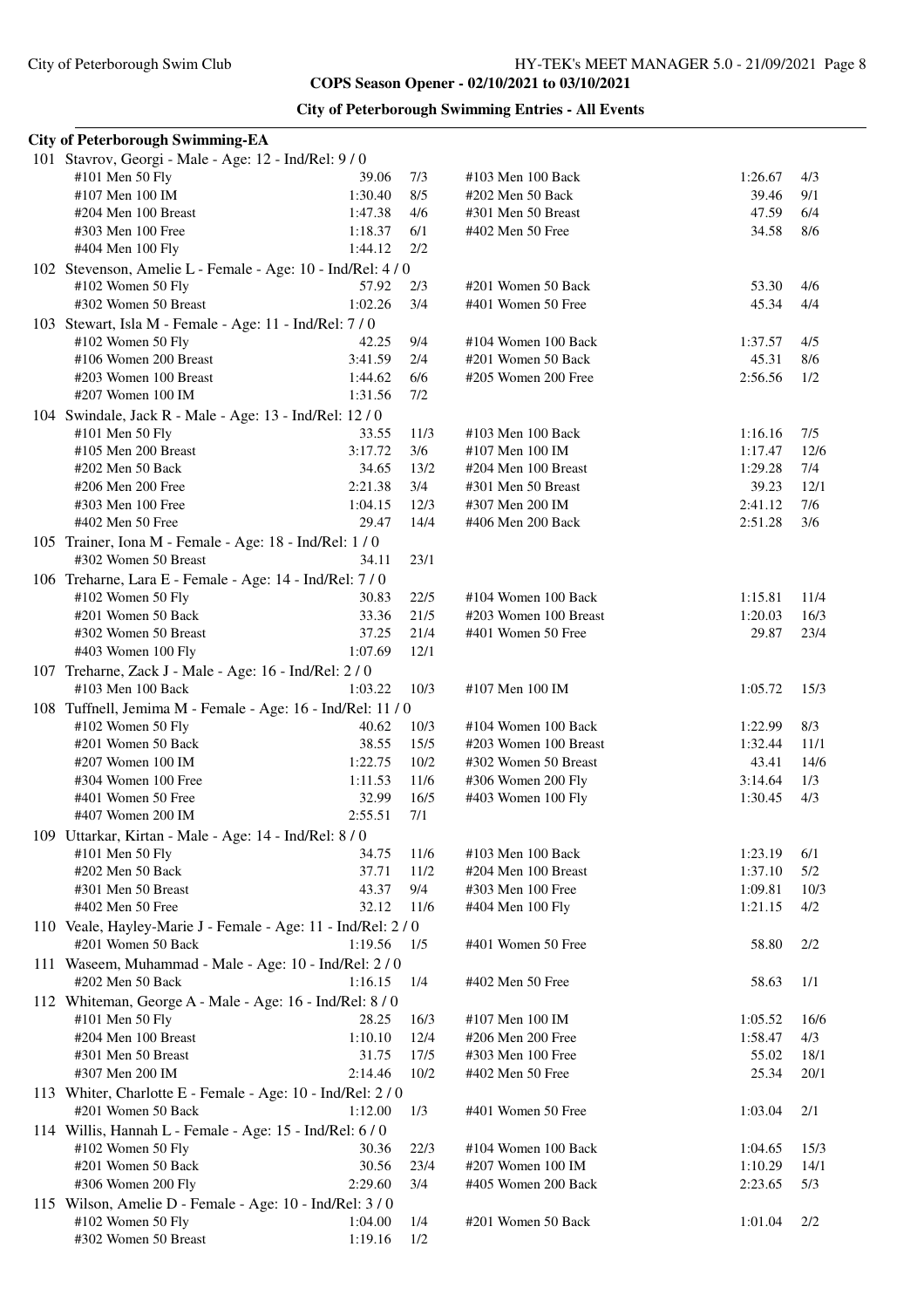## City of Peterborough Swimming Entries - All Events

### City of Peterborough Swimming-EA

101 Stavrov, Georgi - Male - Age: 12 - Ind/Rel: 9 / 0

| Event | Time | Heat/Lane | Event | Time | Heat/Lane |
|---|---|---|---|---|---|
| #101 Men 50 Fly | 39.06 | 7/3 | #103 Men 100 Back | 1:26.67 | 4/3 |
| #107 Men 100 IM | 1:30.40 | 8/5 | #202 Men 50 Back | 39.46 | 9/1 |
| #204 Men 100 Breast | 1:47.38 | 4/6 | #301 Men 50 Breast | 47.59 | 6/4 |
| #303 Men 100 Free | 1:18.37 | 6/1 | #402 Men 50 Free | 34.58 | 8/6 |
| #404 Men 100 Fly | 1:44.12 | 2/2 | | | |

102 Stevenson, Amelie L - Female - Age: 10 - Ind/Rel: 4 / 0

| Event | Time | Heat/Lane | Event | Time | Heat/Lane |
|---|---|---|---|---|---|
| #102 Women 50 Fly | 57.92 | 2/3 | #201 Women 50 Back | 53.30 | 4/6 |
| #302 Women 50 Breast | 1:02.26 | 3/4 | #401 Women 50 Free | 45.34 | 4/4 |

103 Stewart, Isla M - Female - Age: 11 - Ind/Rel: 7 / 0

| Event | Time | Heat/Lane | Event | Time | Heat/Lane |
|---|---|---|---|---|---|
| #102 Women 50 Fly | 42.25 | 9/4 | #104 Women 100 Back | 1:37.57 | 4/5 |
| #106 Women 200 Breast | 3:41.59 | 2/4 | #201 Women 50 Back | 45.31 | 8/6 |
| #203 Women 100 Breast | 1:44.62 | 6/6 | #205 Women 200 Free | 2:56.56 | 1/2 |
| #207 Women 100 IM | 1:31.56 | 7/2 | | | |

104 Swindale, Jack R - Male - Age: 13 - Ind/Rel: 12 / 0

| Event | Time | Heat/Lane | Event | Time | Heat/Lane |
|---|---|---|---|---|---|
| #101 Men 50 Fly | 33.55 | 11/3 | #103 Men 100 Back | 1:16.16 | 7/5 |
| #105 Men 200 Breast | 3:17.72 | 3/6 | #107 Men 100 IM | 1:17.47 | 12/6 |
| #202 Men 50 Back | 34.65 | 13/2 | #204 Men 100 Breast | 1:29.28 | 7/4 |
| #206 Men 200 Free | 2:21.38 | 3/4 | #301 Men 50 Breast | 39.23 | 12/1 |
| #303 Men 100 Free | 1:04.15 | 12/3 | #307 Men 200 IM | 2:41.12 | 7/6 |
| #402 Men 50 Free | 29.47 | 14/4 | #406 Men 200 Back | 2:51.28 | 3/6 |

105 Trainer, Iona M - Female - Age: 18 - Ind/Rel: 1 / 0

| Event | Time | Heat/Lane | Event | Time | Heat/Lane |
|---|---|---|---|---|---|
| #302 Women 50 Breast | 34.11 | 23/1 | | | |

106 Treharne, Lara E - Female - Age: 14 - Ind/Rel: 7 / 0

| Event | Time | Heat/Lane | Event | Time | Heat/Lane |
|---|---|---|---|---|---|
| #102 Women 50 Fly | 30.83 | 22/5 | #104 Women 100 Back | 1:15.81 | 11/4 |
| #201 Women 50 Back | 33.36 | 21/5 | #203 Women 100 Breast | 1:20.03 | 16/3 |
| #302 Women 50 Breast | 37.25 | 21/4 | #401 Women 50 Free | 29.87 | 23/4 |
| #403 Women 100 Fly | 1:07.69 | 12/1 | | | |

107 Treharne, Zack J - Male - Age: 16 - Ind/Rel: 2 / 0

| Event | Time | Heat/Lane | Event | Time | Heat/Lane |
|---|---|---|---|---|---|
| #103 Men 100 Back | 1:03.22 | 10/3 | #107 Men 100 IM | 1:05.72 | 15/3 |

108 Tuffnell, Jemima M - Female - Age: 16 - Ind/Rel: 11 / 0

| Event | Time | Heat/Lane | Event | Time | Heat/Lane |
|---|---|---|---|---|---|
| #102 Women 50 Fly | 40.62 | 10/3 | #104 Women 100 Back | 1:22.99 | 8/3 |
| #201 Women 50 Back | 38.55 | 15/5 | #203 Women 100 Breast | 1:32.44 | 11/1 |
| #207 Women 100 IM | 1:22.75 | 10/2 | #302 Women 50 Breast | 43.41 | 14/6 |
| #304 Women 100 Free | 1:11.53 | 11/6 | #306 Women 200 Fly | 3:14.64 | 1/3 |
| #401 Women 50 Free | 32.99 | 16/5 | #403 Women 100 Fly | 1:30.45 | 4/3 |
| #407 Women 200 IM | 2:55.51 | 7/1 | | | |

109 Uttarkar, Kirtan - Male - Age: 14 - Ind/Rel: 8 / 0

| Event | Time | Heat/Lane | Event | Time | Heat/Lane |
|---|---|---|---|---|---|
| #101 Men 50 Fly | 34.75 | 11/6 | #103 Men 100 Back | 1:23.19 | 6/1 |
| #202 Men 50 Back | 37.71 | 11/2 | #204 Men 100 Breast | 1:37.10 | 5/2 |
| #301 Men 50 Breast | 43.37 | 9/4 | #303 Men 100 Free | 1:09.81 | 10/3 |
| #402 Men 50 Free | 32.12 | 11/6 | #404 Men 100 Fly | 1:21.15 | 4/2 |

110 Veale, Hayley-Marie J - Female - Age: 11 - Ind/Rel: 2 / 0

| Event | Time | Heat/Lane | Event | Time | Heat/Lane |
|---|---|---|---|---|---|
| #201 Women 50 Back | 1:19.56 | 1/5 | #401 Women 50 Free | 58.80 | 2/2 |

111 Waseem, Muhammad - Male - Age: 10 - Ind/Rel: 2 / 0

| Event | Time | Heat/Lane | Event | Time | Heat/Lane |
|---|---|---|---|---|---|
| #202 Men 50 Back | 1:16.15 | 1/4 | #402 Men 50 Free | 58.63 | 1/1 |

112 Whiteman, George A - Male - Age: 16 - Ind/Rel: 8 / 0

| Event | Time | Heat/Lane | Event | Time | Heat/Lane |
|---|---|---|---|---|---|
| #101 Men 50 Fly | 28.25 | 16/3 | #107 Men 100 IM | 1:05.52 | 16/6 |
| #204 Men 100 Breast | 1:10.10 | 12/4 | #206 Men 200 Free | 1:58.47 | 4/3 |
| #301 Men 50 Breast | 31.75 | 17/5 | #303 Men 100 Free | 55.02 | 18/1 |
| #307 Men 200 IM | 2:14.46 | 10/2 | #402 Men 50 Free | 25.34 | 20/1 |

113 Whiter, Charlotte E - Female - Age: 10 - Ind/Rel: 2 / 0

| Event | Time | Heat/Lane | Event | Time | Heat/Lane |
|---|---|---|---|---|---|
| #201 Women 50 Back | 1:12.00 | 1/3 | #401 Women 50 Free | 1:03.04 | 2/1 |

114 Willis, Hannah L - Female - Age: 15 - Ind/Rel: 6 / 0

| Event | Time | Heat/Lane | Event | Time | Heat/Lane |
|---|---|---|---|---|---|
| #102 Women 50 Fly | 30.36 | 22/3 | #104 Women 100 Back | 1:04.65 | 15/3 |
| #201 Women 50 Back | 30.56 | 23/4 | #207 Women 100 IM | 1:10.29 | 14/1 |
| #306 Women 200 Fly | 2:29.60 | 3/4 | #405 Women 200 Back | 2:23.65 | 5/3 |

115 Wilson, Amelie D - Female - Age: 10 - Ind/Rel: 3 / 0

| Event | Time | Heat/Lane | Event | Time | Heat/Lane |
|---|---|---|---|---|---|
| #102 Women 50 Fly | 1:04.00 | 1/4 | #201 Women 50 Back | 1:01.04 | 2/2 |
| #302 Women 50 Breast | 1:19.16 | 1/2 | | | |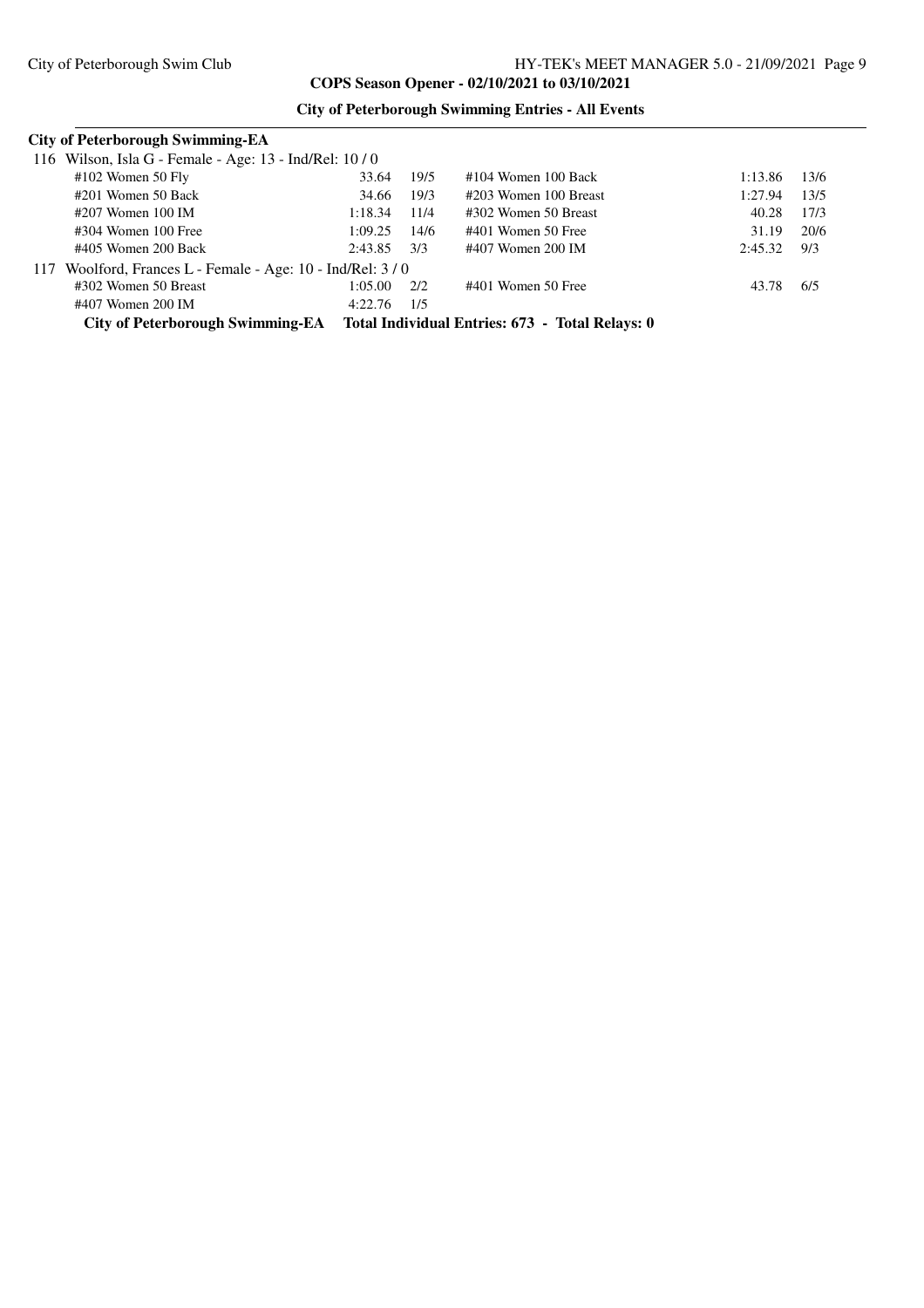**COPS Season Opener - 02/10/2021 to 03/10/2021**

**City of Peterborough Swimming Entries - All Events**

**City of Peterborough Swimming-EA**

116 Wilson, Isla G - Female - Age: 13 - Ind/Rel: 10 / 0

| | | | | | |
|---|---|---|---|---|---|
| #102 Women 50 Fly | 33.64 | 19/5 | #104 Women 100 Back | 1:13.86 | 13/6 |
| #201 Women 50 Back | 34.66 | 19/3 | #203 Women 100 Breast | 1:27.94 | 13/5 |
| #207 Women 100 IM | 1:18.34 | 11/4 | #302 Women 50 Breast | 40.28 | 17/3 |
| #304 Women 100 Free | 1:09.25 | 14/6 | #401 Women 50 Free | 31.19 | 20/6 |
| #405 Women 200 Back | 2:43.85 | 3/3 | #407 Women 200 IM | 2:45.32 | 9/3 |

117 Woolford, Frances L - Female - Age: 10 - Ind/Rel: 3 / 0

| | | | | | |
|---|---|---|---|---|---|
| #302 Women 50 Breast | 1:05.00 | 2/2 | #401 Women 50 Free | 43.78 | 6/5 |
| #407 Women 200 IM | 4:22.76 | 1/5 | | | |

**City of Peterborough Swimming-EA Total Individual Entries: 673 - Total Relays: 0**